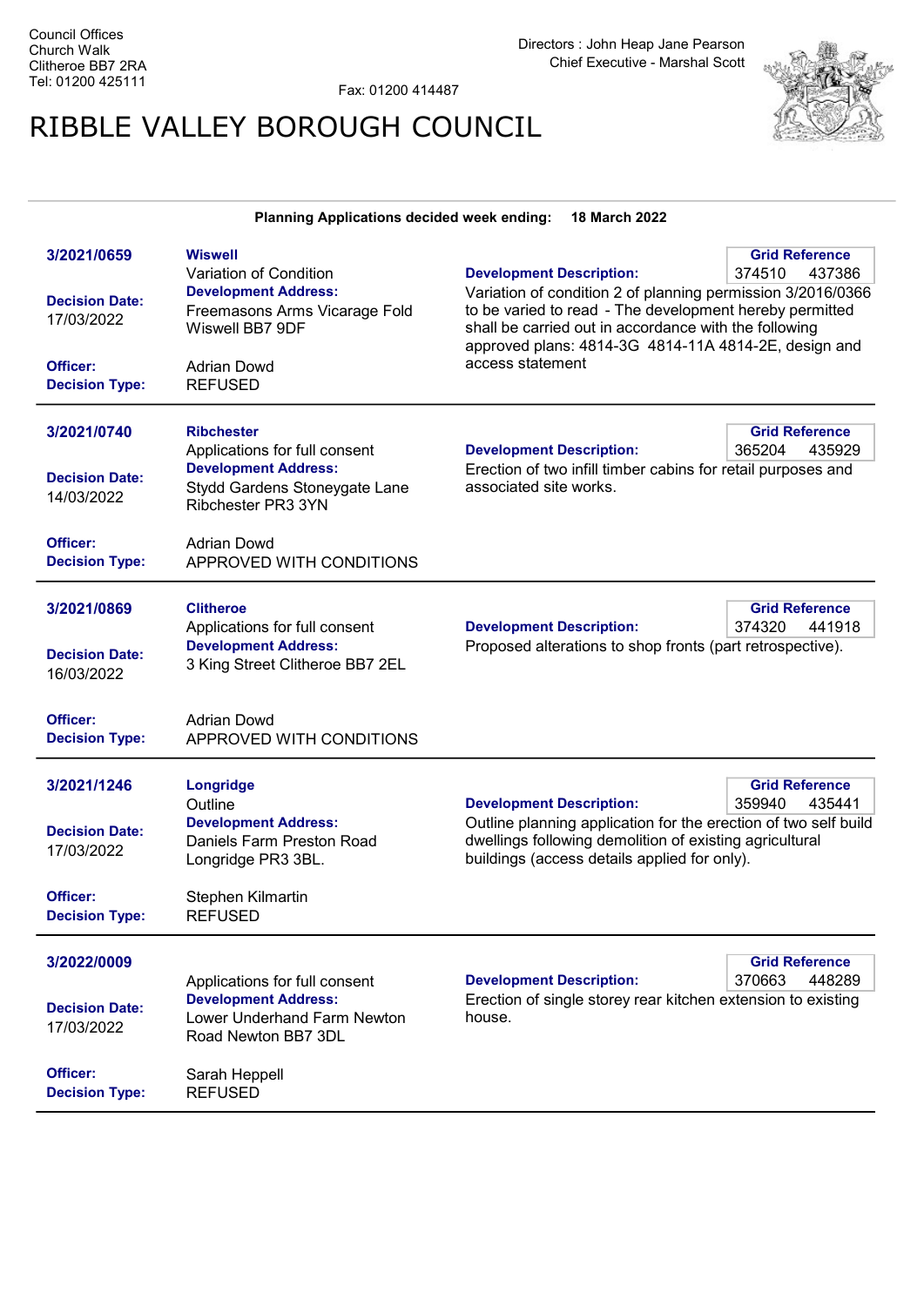Council Offices
Church Walk
Clitheroe BB7 2RA
Tel: 01200 425111

Fax: 01200 414487

Directors : John Heap Jane Pearson
Chief Executive - Marshal Scott

# RIBBLE VALLEY BOROUGH COUNCIL

**Planning Applications decided week ending: 18 March 2022**

---

**3/2021/0659**

**Decision Date:** 17/03/2022

**Officer:** Adrian Dowd

**Decision Type:** REFUSED

**Wiswell**
Variation of Condition

**Development Address:**
Freemasons Arms Vicarage Fold Wiswell BB7 9DF

**Grid Reference** 374510 437386

**Development Description:**
Variation of condition 2 of planning permission 3/2016/0366 to be varied to read - The development hereby permitted shall be carried out in accordance with the following approved plans: 4814-3G 4814-11A 4814-2E, design and access statement

---

**3/2021/0740**

**Decision Date:** 14/03/2022

**Officer:** Adrian Dowd

**Decision Type:** APPROVED WITH CONDITIONS

**Ribchester**
Applications for full consent

**Development Address:**
Stydd Gardens Stoneygate Lane Ribchester PR3 3YN

**Grid Reference** 365204 435929

**Development Description:**
Erection of two infill timber cabins for retail purposes and associated site works.

---

**3/2021/0869**

**Decision Date:** 16/03/2022

**Officer:** Adrian Dowd

**Decision Type:** APPROVED WITH CONDITIONS

**Clitheroe**
Applications for full consent

**Development Address:**
3 King Street Clitheroe BB7 2EL

**Grid Reference** 374320 441918

**Development Description:**
Proposed alterations to shop fronts (part retrospective).

---

**3/2021/1246**

**Decision Date:** 17/03/2022

**Officer:** Stephen Kilmartin

**Decision Type:** REFUSED

**Longridge**
Outline

**Development Address:**
Daniels Farm Preston Road Longridge PR3 3BL.

**Grid Reference** 359940 435441

**Development Description:**
Outline planning application for the erection of two self build dwellings following demolition of existing agricultural buildings (access details applied for only).

---

**3/2022/0009**

**Decision Date:** 17/03/2022

**Officer:** Sarah Heppell

**Decision Type:** REFUSED

Applications for full consent

**Development Address:**
Lower Underhand Farm Newton Road Newton BB7 3DL

**Grid Reference** 370663 448289

**Development Description:**
Erection of single storey rear kitchen extension to existing house.

---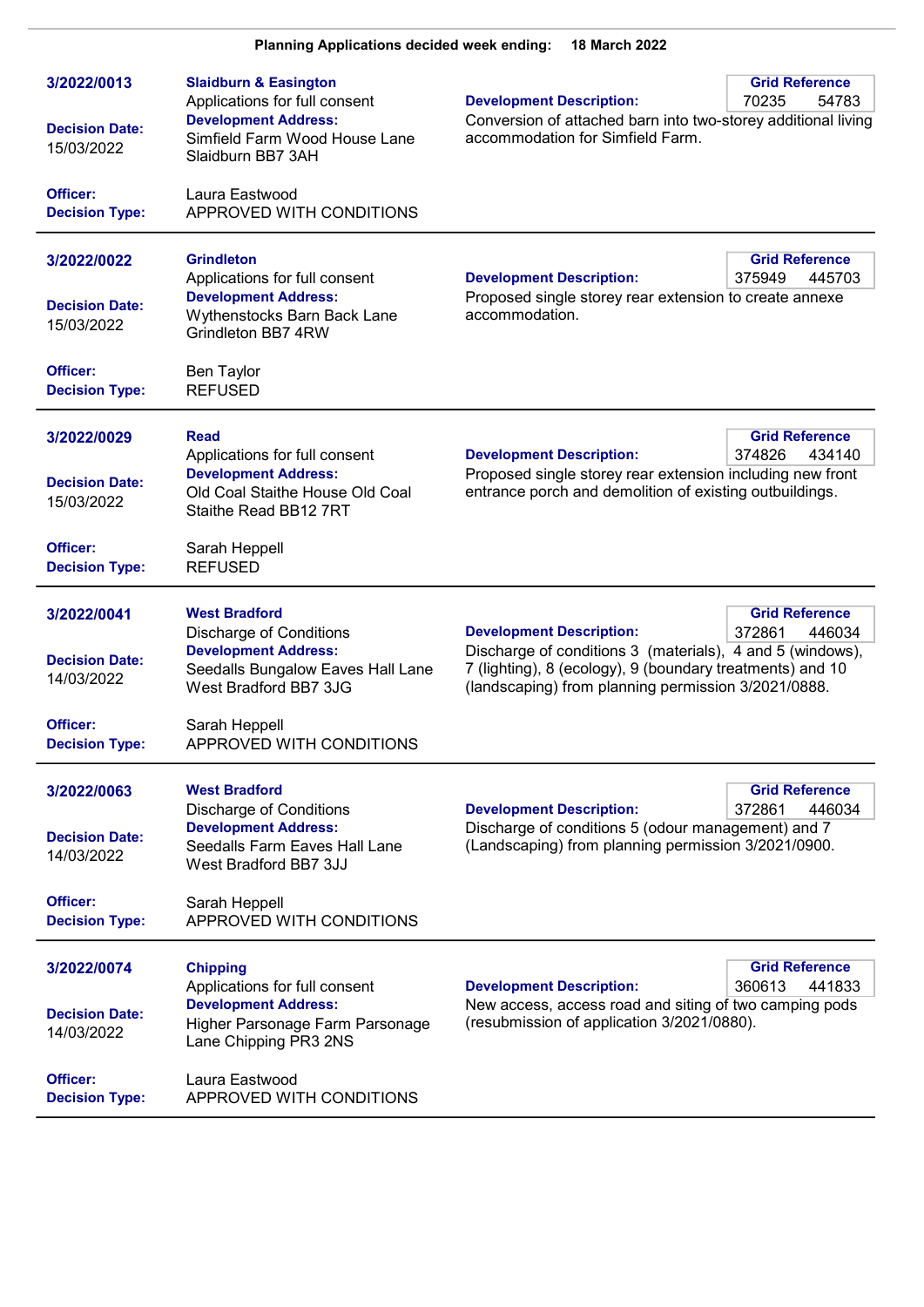**Planning Applications decided week ending: 18 March 2022**

---

**3/2022/0013**

**Slaidburn & Easington**
Applications for full consent

**Decision Date:** 15/03/2022

**Development Address:**
Simfield Farm Wood House Lane Slaidburn BB7 3AH

**Grid Reference:** 70235 54783

**Development Description:**
Conversion of attached barn into two-storey additional living accommodation for Simfield Farm.

**Officer:** Laura Eastwood

**Decision Type:** APPROVED WITH CONDITIONS

---

**3/2022/0022**

**Grindleton**
Applications for full consent

**Decision Date:** 15/03/2022

**Development Address:**
Wythenstocks Barn Back Lane Grindleton BB7 4RW

**Grid Reference:** 375949 445703

**Development Description:**
Proposed single storey rear extension to create annexe accommodation.

**Officer:** Ben Taylor

**Decision Type:** REFUSED

---

**3/2022/0029**

**Read**
Applications for full consent

**Decision Date:** 15/03/2022

**Development Address:**
Old Coal Staithe House Old Coal Staithe Read BB12 7RT

**Grid Reference:** 374826 434140

**Development Description:**
Proposed single storey rear extension including new front entrance porch and demolition of existing outbuildings.

**Officer:** Sarah Heppell

**Decision Type:** REFUSED

---

**3/2022/0041**

**West Bradford**
Discharge of Conditions

**Decision Date:** 14/03/2022

**Development Address:**
Seedalls Bungalow Eaves Hall Lane West Bradford BB7 3JG

**Grid Reference:** 372861 446034

**Development Description:**
Discharge of conditions 3 (materials), 4 and 5 (windows), 7 (lighting), 8 (ecology), 9 (boundary treatments) and 10 (landscaping) from planning permission 3/2021/0888.

**Officer:** Sarah Heppell

**Decision Type:** APPROVED WITH CONDITIONS

---

**3/2022/0063**

**West Bradford**
Discharge of Conditions

**Decision Date:** 14/03/2022

**Development Address:**
Seedalls Farm Eaves Hall Lane West Bradford BB7 3JJ

**Grid Reference:** 372861 446034

**Development Description:**
Discharge of conditions 5 (odour management) and 7 (Landscaping) from planning permission 3/2021/0900.

**Officer:** Sarah Heppell

**Decision Type:** APPROVED WITH CONDITIONS

---

**3/2022/0074**

**Chipping**
Applications for full consent

**Decision Date:** 14/03/2022

**Development Address:**
Higher Parsonage Farm Parsonage Lane Chipping PR3 2NS

**Grid Reference:** 360613 441833

**Development Description:**
New access, access road and siting of two camping pods (resubmission of application 3/2021/0880).

**Officer:** Laura Eastwood

**Decision Type:** APPROVED WITH CONDITIONS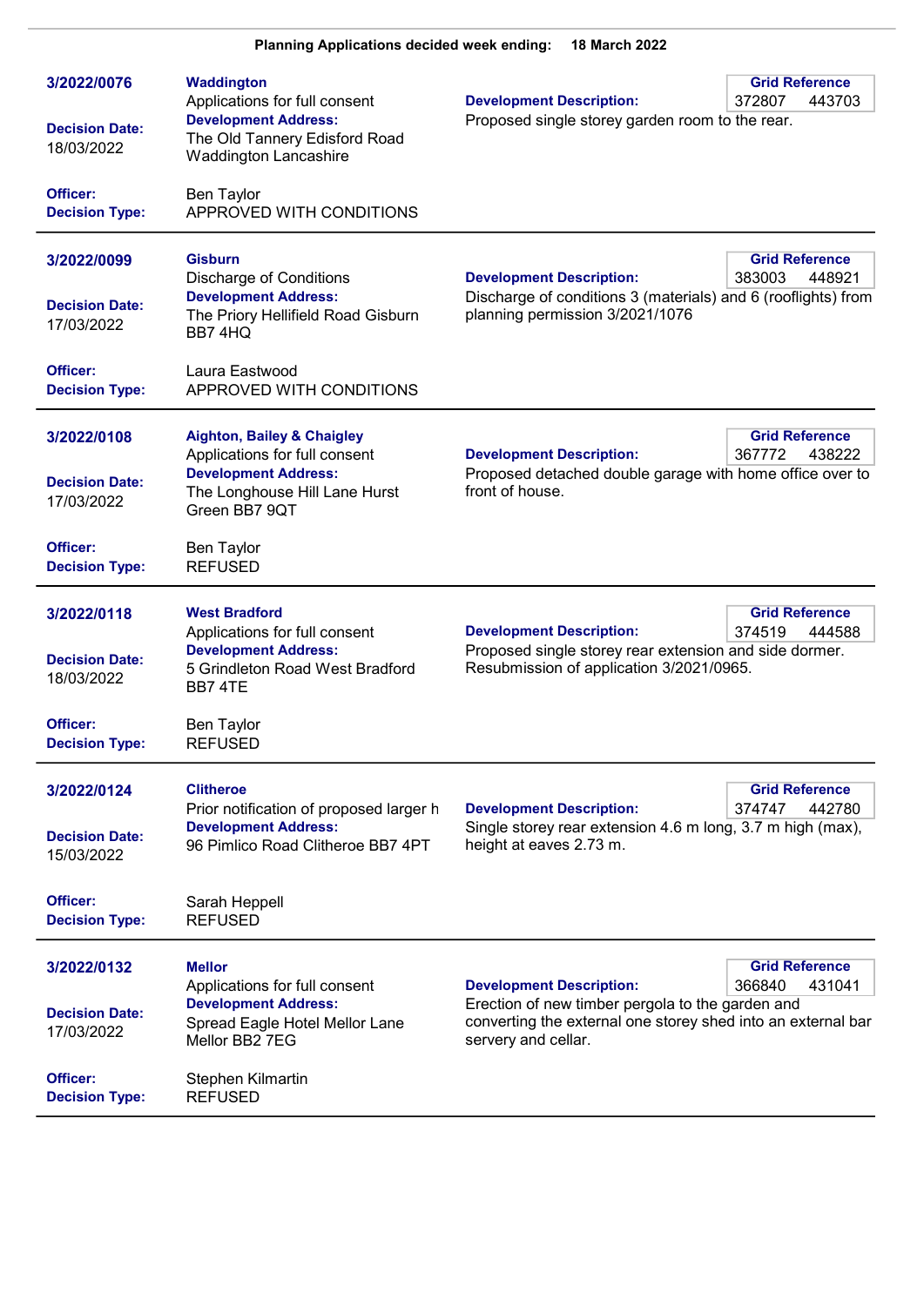**Planning Applications decided week ending: 18 March 2022**

---

**3/2022/0076**

**Waddington**
Applications for full consent

**Development Address:**
The Old Tannery Edisford Road Waddington Lancashire

**Decision Date:** 18/03/2022

**Officer:** Ben Taylor
**Decision Type:** APPROVED WITH CONDITIONS

**Development Description:**
Proposed single storey garden room to the rear.

**Grid Reference** 372807 443703

---

**3/2022/0099**

**Gisburn**
Discharge of Conditions

**Development Address:**
The Priory Hellifield Road Gisburn BB7 4HQ

**Decision Date:** 17/03/2022

**Officer:** Laura Eastwood
**Decision Type:** APPROVED WITH CONDITIONS

**Development Description:**
Discharge of conditions 3 (materials) and 6 (rooflights) from planning permission 3/2021/1076

**Grid Reference** 383003 448921

---

**3/2022/0108**

**Aighton, Bailey & Chaigley**
Applications for full consent

**Development Address:**
The Longhouse Hill Lane Hurst Green BB7 9QT

**Decision Date:** 17/03/2022

**Officer:** Ben Taylor
**Decision Type:** REFUSED

**Development Description:**
Proposed detached double garage with home office over to front of house.

**Grid Reference** 367772 438222

---

**3/2022/0118**

**West Bradford**
Applications for full consent

**Development Address:**
5 Grindleton Road West Bradford BB7 4TE

**Decision Date:** 18/03/2022

**Officer:** Ben Taylor
**Decision Type:** REFUSED

**Development Description:**
Proposed single storey rear extension and side dormer. Resubmission of application 3/2021/0965.

**Grid Reference** 374519 444588

---

**3/2022/0124**

**Clitheroe**
Prior notification of proposed larger h

**Development Address:**
96 Pimlico Road Clitheroe BB7 4PT

**Decision Date:** 15/03/2022

**Officer:** Sarah Heppell
**Decision Type:** REFUSED

**Development Description:**
Single storey rear extension 4.6 m long, 3.7 m high (max), height at eaves 2.73 m.

**Grid Reference** 374747 442780

---

**3/2022/0132**

**Mellor**
Applications for full consent

**Development Address:**
Spread Eagle Hotel Mellor Lane Mellor BB2 7EG

**Decision Date:** 17/03/2022

**Officer:** Stephen Kilmartin
**Decision Type:** REFUSED

**Development Description:**
Erection of new timber pergola to the garden and converting the external one storey shed into an external bar servery and cellar.

**Grid Reference** 366840 431041

---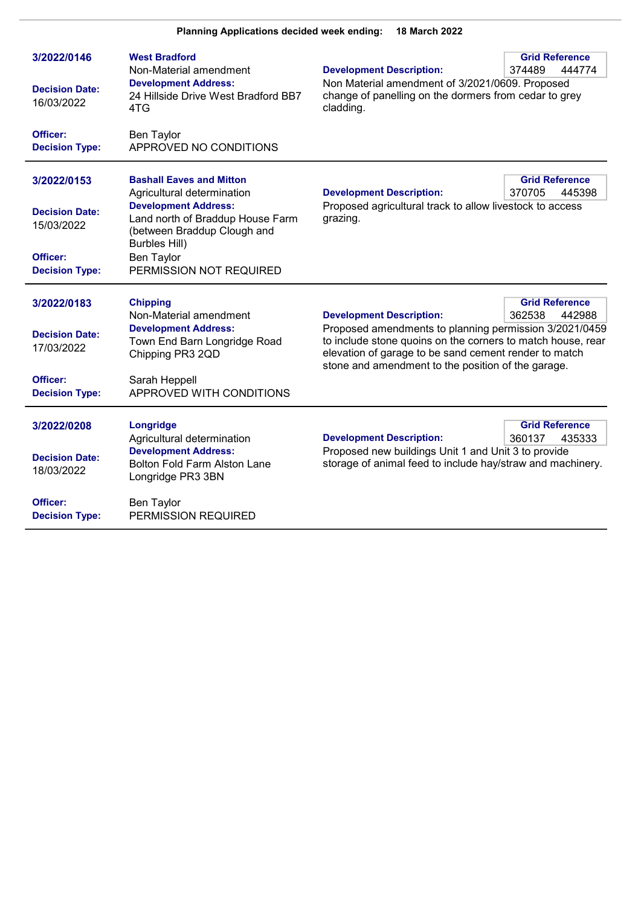**Planning Applications decided week ending: 18 March 2022**

---

**3/2022/0146**

**West Bradford**
Non-Material amendment

**Development Address:**
24 Hillside Drive West Bradford BB7 4TG

**Decision Date:** 16/03/2022

**Officer:** Ben Taylor

**Decision Type:** APPROVED NO CONDITIONS

**Grid Reference:** 374489 444774

**Development Description:**
Non Material amendment of 3/2021/0609. Proposed change of panelling on the dormers from cedar to grey cladding.

---

**3/2022/0153**

**Bashall Eaves and Mitton**
Agricultural determination

**Development Address:**
Land north of Braddup House Farm (between Braddup Clough and Burbles Hill)

**Decision Date:** 15/03/2022

**Officer:** Ben Taylor

**Decision Type:** PERMISSION NOT REQUIRED

**Grid Reference:** 370705 445398

**Development Description:**
Proposed agricultural track to allow livestock to access grazing.

---

**3/2022/0183**

**Chipping**
Non-Material amendment

**Development Address:**
Town End Barn Longridge Road Chipping PR3 2QD

**Decision Date:** 17/03/2022

**Officer:** Sarah Heppell

**Decision Type:** APPROVED WITH CONDITIONS

**Grid Reference:** 362538 442988

**Development Description:**
Proposed amendments to planning permission 3/2021/0459 to include stone quoins on the corners to match house, rear elevation of garage to be sand cement render to match stone and amendment to the position of the garage.

---

**3/2022/0208**

**Longridge**
Agricultural determination

**Development Address:**
Bolton Fold Farm Alston Lane Longridge PR3 3BN

**Decision Date:** 18/03/2022

**Officer:** Ben Taylor

**Decision Type:** PERMISSION REQUIRED

**Grid Reference:** 360137 435333

**Development Description:**
Proposed new buildings Unit 1 and Unit 3 to provide storage of animal feed to include hay/straw and machinery.

---